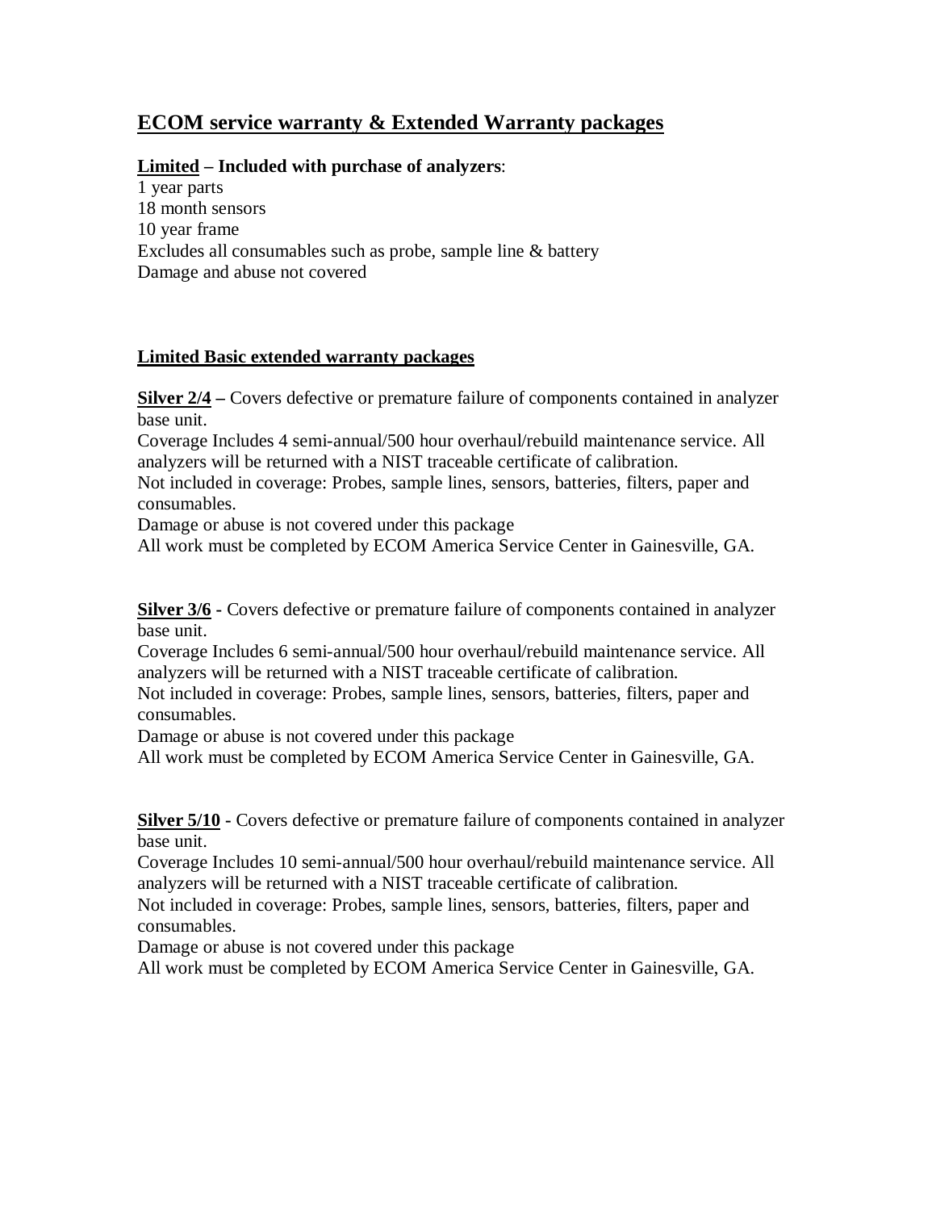# ECOM service warranty & Extended Warranty packages

**Limited – Included with purchase of analyzers**:

1 year parts
18 month sensors
10 year frame
Excludes all consumables such as probe, sample line & battery
Damage and abuse not covered

## Limited Basic extended warranty packages

**Silver 2/4 –** Covers defective or premature failure of components contained in analyzer base unit.
Coverage Includes 4 semi-annual/500 hour overhaul/rebuild maintenance service. All analyzers will be returned with a NIST traceable certificate of calibration.
Not included in coverage: Probes, sample lines, sensors, batteries, filters, paper and consumables.
Damage or abuse is not covered under this package
All work must be completed by ECOM America Service Center in Gainesville, GA.

**Silver 3/6 -** Covers defective or premature failure of components contained in analyzer base unit.
Coverage Includes 6 semi-annual/500 hour overhaul/rebuild maintenance service. All analyzers will be returned with a NIST traceable certificate of calibration.
Not included in coverage: Probes, sample lines, sensors, batteries, filters, paper and consumables.
Damage or abuse is not covered under this package
All work must be completed by ECOM America Service Center in Gainesville, GA.

**Silver 5/10 -** Covers defective or premature failure of components contained in analyzer base unit.
Coverage Includes 10 semi-annual/500 hour overhaul/rebuild maintenance service. All analyzers will be returned with a NIST traceable certificate of calibration.
Not included in coverage: Probes, sample lines, sensors, batteries, filters, paper and consumables.
Damage or abuse is not covered under this package
All work must be completed by ECOM America Service Center in Gainesville, GA.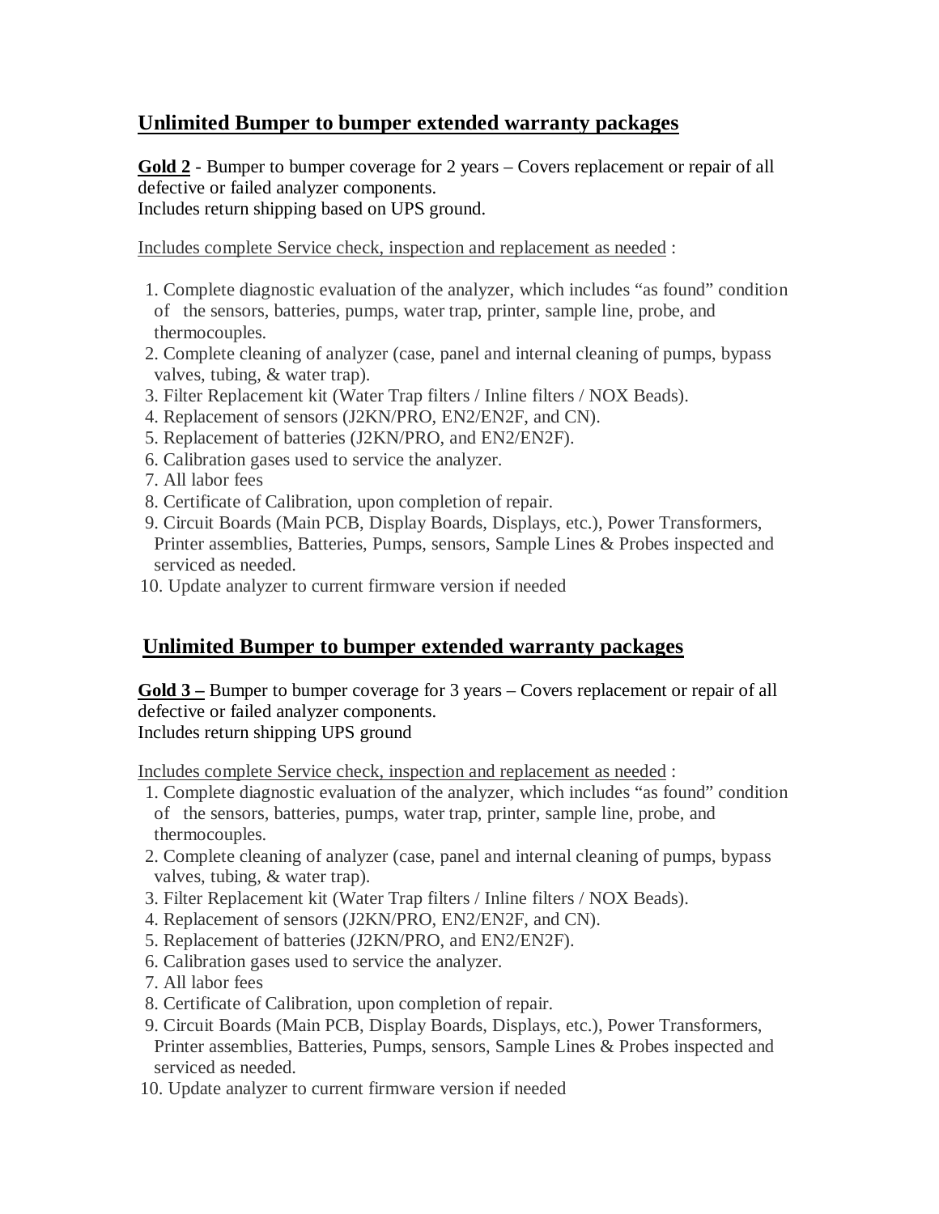## Unlimited Bumper to bumper extended warranty packages

**Gold 2** - Bumper to bumper coverage for 2 years – Covers replacement or repair of all defective or failed analyzer components.
Includes return shipping based on UPS ground.

Includes complete Service check, inspection and replacement as needed :

1. Complete diagnostic evaluation of the analyzer, which includes “as found” condition of the sensors, batteries, pumps, water trap, printer, sample line, probe, and thermocouples.
2. Complete cleaning of analyzer (case, panel and internal cleaning of pumps, bypass valves, tubing, & water trap).
3. Filter Replacement kit (Water Trap filters / Inline filters / NOX Beads).
4. Replacement of sensors (J2KN/PRO, EN2/EN2F, and CN).
5. Replacement of batteries (J2KN/PRO, and EN2/EN2F).
6. Calibration gases used to service the analyzer.
7. All labor fees
8. Certificate of Calibration, upon completion of repair.
9. Circuit Boards (Main PCB, Display Boards, Displays, etc.), Power Transformers, Printer assemblies, Batteries, Pumps, sensors, Sample Lines & Probes inspected and serviced as needed.
10. Update analyzer to current firmware version if needed

## Unlimited Bumper to bumper extended warranty packages

**Gold 3 –** Bumper to bumper coverage for 3 years – Covers replacement or repair of all defective or failed analyzer components.
Includes return shipping UPS ground

Includes complete Service check, inspection and replacement as needed :

1. Complete diagnostic evaluation of the analyzer, which includes “as found” condition of the sensors, batteries, pumps, water trap, printer, sample line, probe, and thermocouples.
2. Complete cleaning of analyzer (case, panel and internal cleaning of pumps, bypass valves, tubing, & water trap).
3. Filter Replacement kit (Water Trap filters / Inline filters / NOX Beads).
4. Replacement of sensors (J2KN/PRO, EN2/EN2F, and CN).
5. Replacement of batteries (J2KN/PRO, and EN2/EN2F).
6. Calibration gases used to service the analyzer.
7. All labor fees
8. Certificate of Calibration, upon completion of repair.
9. Circuit Boards (Main PCB, Display Boards, Displays, etc.), Power Transformers, Printer assemblies, Batteries, Pumps, sensors, Sample Lines & Probes inspected and serviced as needed.
10. Update analyzer to current firmware version if needed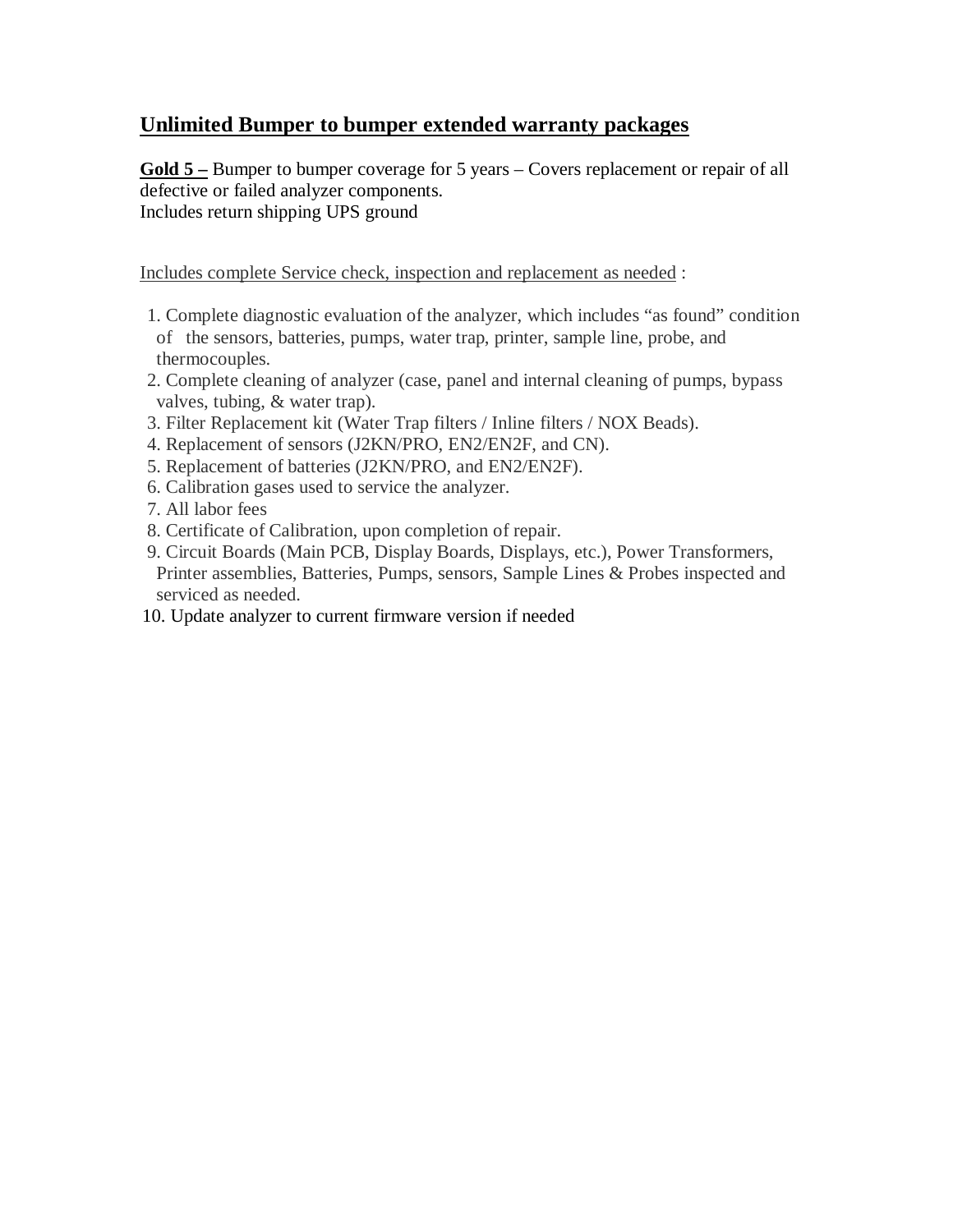## Unlimited Bumper to bumper extended warranty packages

**Gold 5 –** Bumper to bumper coverage for 5 years – Covers replacement or repair of all defective or failed analyzer components.
Includes return shipping UPS ground

Includes complete Service check, inspection and replacement as needed :

1. Complete diagnostic evaluation of the analyzer, which includes “as found” condition of the sensors, batteries, pumps, water trap, printer, sample line, probe, and thermocouples.
2. Complete cleaning of analyzer (case, panel and internal cleaning of pumps, bypass valves, tubing, & water trap).
3. Filter Replacement kit (Water Trap filters / Inline filters / NOX Beads).
4. Replacement of sensors (J2KN/PRO, EN2/EN2F, and CN).
5. Replacement of batteries (J2KN/PRO, and EN2/EN2F).
6. Calibration gases used to service the analyzer.
7. All labor fees
8. Certificate of Calibration, upon completion of repair.
9. Circuit Boards (Main PCB, Display Boards, Displays, etc.), Power Transformers, Printer assemblies, Batteries, Pumps, sensors, Sample Lines & Probes inspected and serviced as needed.
10. Update analyzer to current firmware version if needed